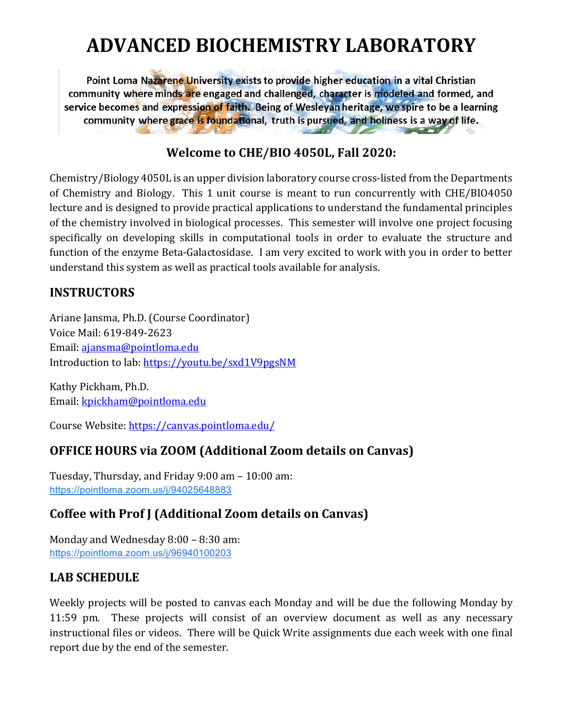# ADVANCED BIOCHEMISTRY LABORATORY

**Point Loma Nazarene University exists to provide higher education in a vital Christian community where minds are engaged and challenged, character is modeled and formed, and service becomes and expression of faith. Being of Wesleyan heritage, we spire to be a learning community where grace is foundational, truth is pursued, and holiness is a way of life.**

## Welcome to CHE/BIO 4050L, Fall 2020:

Chemistry/Biology 4050L is an upper division laboratory course cross-listed from the Departments of Chemistry and Biology. This 1 unit course is meant to run concurrently with CHE/BIO4050 lecture and is designed to provide practical applications to understand the fundamental principles of the chemistry involved in biological processes. This semester will involve one project focusing specifically on developing skills in computational tools in order to evaluate the structure and function of the enzyme Beta-Galactosidase. I am very excited to work with you in order to better understand this system as well as practical tools available for analysis.

## INSTRUCTORS

Ariane Jansma, Ph.D. (Course Coordinator)
Voice Mail: 619-849-2623
Email: ajansma@pointloma.edu
Introduction to lab: https://youtu.be/sxd1V9pgsNM

Kathy Pickham, Ph.D.
Email: kpickham@pointloma.edu

Course Website: https://canvas.pointloma.edu/

## OFFICE HOURS via ZOOM (Additional Zoom details on Canvas)

Tuesday, Thursday, and Friday 9:00 am – 10:00 am:
https://pointloma.zoom.us/j/94025648883

## Coffee with Prof J (Additional Zoom details on Canvas)

Monday and Wednesday 8:00 – 8:30 am:
https://pointloma.zoom.us/j/96940100203

## LAB SCHEDULE

Weekly projects will be posted to canvas each Monday and will be due the following Monday by 11:59 pm. These projects will consist of an overview document as well as any necessary instructional files or videos. There will be Quick Write assignments due each week with one final report due by the end of the semester.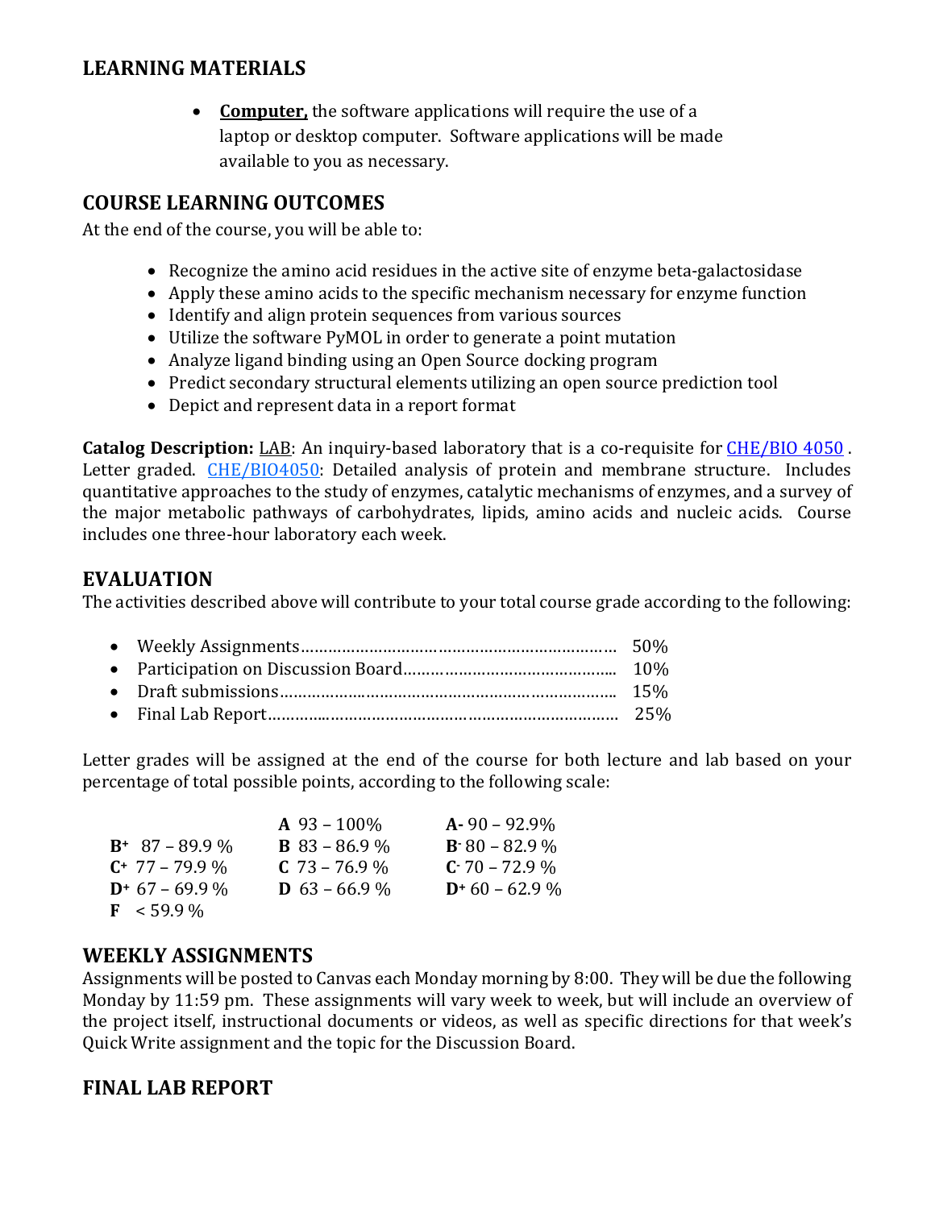## LEARNING MATERIALS

- **Computer,** the software applications will require the use of a laptop or desktop computer. Software applications will be made available to you as necessary.

## COURSE LEARNING OUTCOMES

At the end of the course, you will be able to:

- Recognize the amino acid residues in the active site of enzyme beta-galactosidase
- Apply these amino acids to the specific mechanism necessary for enzyme function
- Identify and align protein sequences from various sources
- Utilize the software PyMOL in order to generate a point mutation
- Analyze ligand binding using an Open Source docking program
- Predict secondary structural elements utilizing an open source prediction tool
- Depict and represent data in a report format

**Catalog Description:** LAB: An inquiry-based laboratory that is a co-requisite for CHE/BIO 4050 . Letter graded. CHE/BIO4050: Detailed analysis of protein and membrane structure. Includes quantitative approaches to the study of enzymes, catalytic mechanisms of enzymes, and a survey of the major metabolic pathways of carbohydrates, lipids, amino acids and nucleic acids. Course includes one three-hour laboratory each week.

## EVALUATION

The activities described above will contribute to your total course grade according to the following:

- Weekly Assignments…………………………………………………………… 50%
- Participation on Discussion Board……………………………………... 10%
- Draft submissions………………………………………………………………. 15%
- Final Lab Report………...……………………………………………………… 25%

Letter grades will be assigned at the end of the course for both lecture and lab based on your percentage of total possible points, according to the following scale:

| | | |
|---|---|---|
| | **A** 93 – 100% | **A-** 90 – 92.9% |
| **B+** 87 – 89.9 % | **B** 83 – 86.9 % | **B-** 80 – 82.9 % |
| **C+** 77 – 79.9 % | **C** 73 – 76.9 % | **C-** 70 – 72.9 % |
| **D+** 67 – 69.9 % | **D** 63 – 66.9 % | **D+** 60 – 62.9 % |
| **F** < 59.9 % | | |

## WEEKLY ASSIGNMENTS

Assignments will be posted to Canvas each Monday morning by 8:00. They will be due the following Monday by 11:59 pm. These assignments will vary week to week, but will include an overview of the project itself, instructional documents or videos, as well as specific directions for that week's Quick Write assignment and the topic for the Discussion Board.

## FINAL LAB REPORT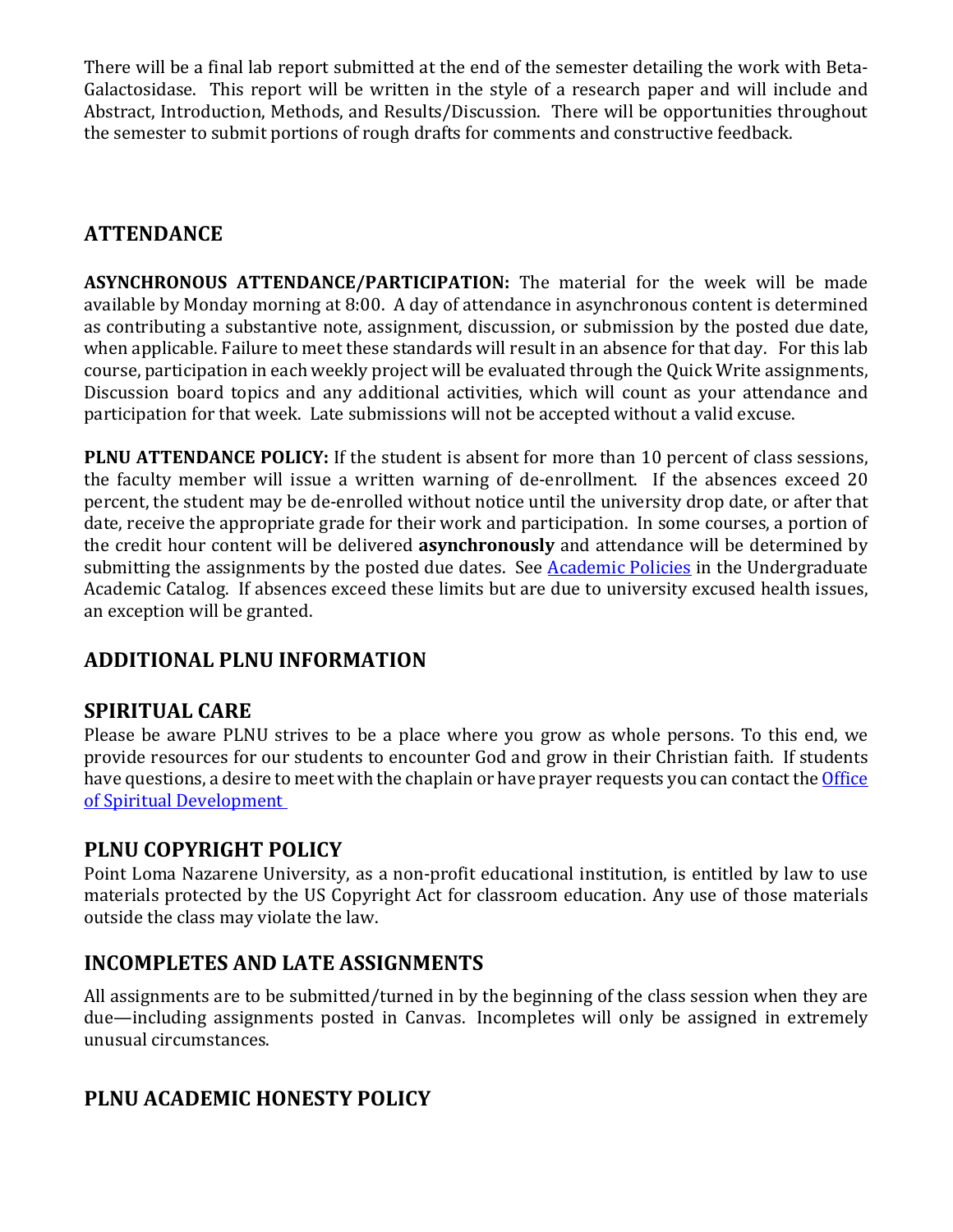There will be a final lab report submitted at the end of the semester detailing the work with Beta-Galactosidase. This report will be written in the style of a research paper and will include and Abstract, Introduction, Methods, and Results/Discussion. There will be opportunities throughout the semester to submit portions of rough drafts for comments and constructive feedback.

## ATTENDANCE

**ASYNCHRONOUS ATTENDANCE/PARTICIPATION:** The material for the week will be made available by Monday morning at 8:00. A day of attendance in asynchronous content is determined as contributing a substantive note, assignment, discussion, or submission by the posted due date, when applicable. Failure to meet these standards will result in an absence for that day. For this lab course, participation in each weekly project will be evaluated through the Quick Write assignments, Discussion board topics and any additional activities, which will count as your attendance and participation for that week. Late submissions will not be accepted without a valid excuse.

**PLNU ATTENDANCE POLICY:** If the student is absent for more than 10 percent of class sessions, the faculty member will issue a written warning of de-enrollment. If the absences exceed 20 percent, the student may be de-enrolled without notice until the university drop date, or after that date, receive the appropriate grade for their work and participation. In some courses, a portion of the credit hour content will be delivered **asynchronously** and attendance will be determined by submitting the assignments by the posted due dates. See Academic Policies in the Undergraduate Academic Catalog. If absences exceed these limits but are due to university excused health issues, an exception will be granted.

## ADDITIONAL PLNU INFORMATION

## SPIRITUAL CARE

Please be aware PLNU strives to be a place where you grow as whole persons. To this end, we provide resources for our students to encounter God and grow in their Christian faith. If students have questions, a desire to meet with the chaplain or have prayer requests you can contact the Office of Spiritual Development

## PLNU COPYRIGHT POLICY

Point Loma Nazarene University, as a non-profit educational institution, is entitled by law to use materials protected by the US Copyright Act for classroom education. Any use of those materials outside the class may violate the law.

## INCOMPLETES AND LATE ASSIGNMENTS

All assignments are to be submitted/turned in by the beginning of the class session when they are due—including assignments posted in Canvas. Incompletes will only be assigned in extremely unusual circumstances.

## PLNU ACADEMIC HONESTY POLICY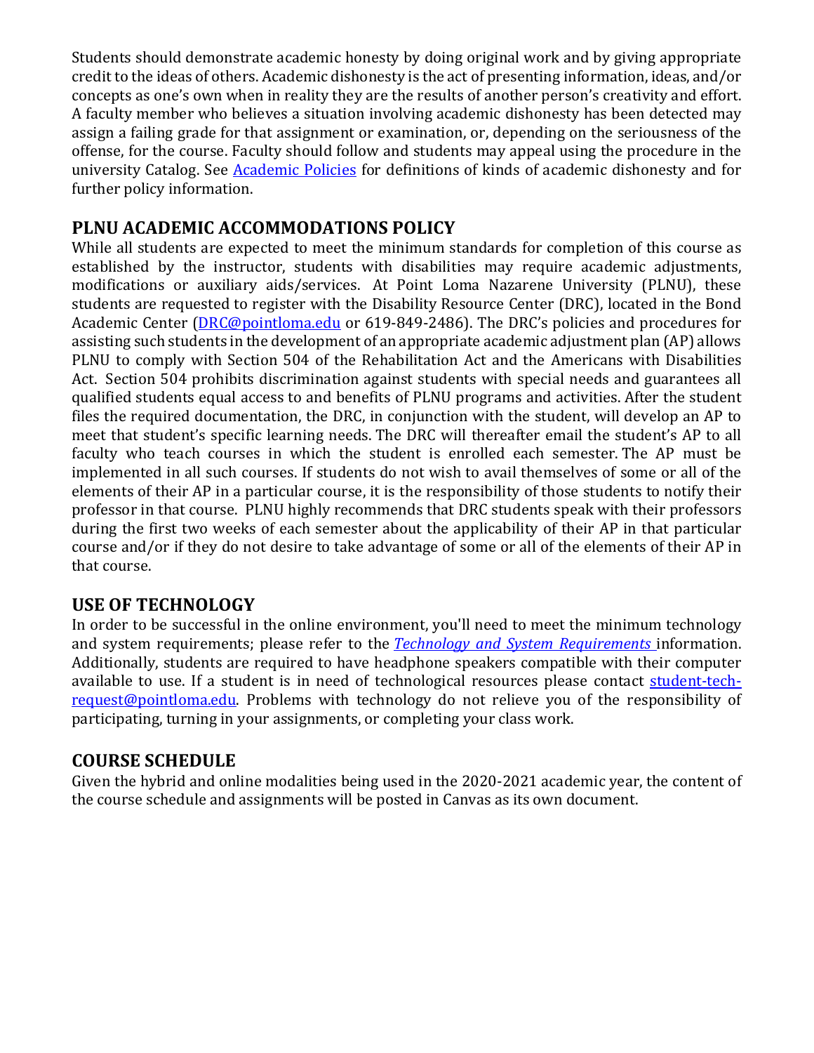Students should demonstrate academic honesty by doing original work and by giving appropriate credit to the ideas of others. Academic dishonesty is the act of presenting information, ideas, and/or concepts as one's own when in reality they are the results of another person's creativity and effort. A faculty member who believes a situation involving academic dishonesty has been detected may assign a failing grade for that assignment or examination, or, depending on the seriousness of the offense, for the course. Faculty should follow and students may appeal using the procedure in the university Catalog. See [Academic Policies](#) for definitions of kinds of academic dishonesty and for further policy information.

## PLNU ACADEMIC ACCOMMODATIONS POLICY

While all students are expected to meet the minimum standards for completion of this course as established by the instructor, students with disabilities may require academic adjustments, modifications or auxiliary aids/services. At Point Loma Nazarene University (PLNU), these students are requested to register with the Disability Resource Center (DRC), located in the Bond Academic Center (DRC@pointloma.edu or 619-849-2486). The DRC's policies and procedures for assisting such students in the development of an appropriate academic adjustment plan (AP) allows PLNU to comply with Section 504 of the Rehabilitation Act and the Americans with Disabilities Act. Section 504 prohibits discrimination against students with special needs and guarantees all qualified students equal access to and benefits of PLNU programs and activities. After the student files the required documentation, the DRC, in conjunction with the student, will develop an AP to meet that student's specific learning needs. The DRC will thereafter email the student's AP to all faculty who teach courses in which the student is enrolled each semester. The AP must be implemented in all such courses. If students do not wish to avail themselves of some or all of the elements of their AP in a particular course, it is the responsibility of those students to notify their professor in that course. PLNU highly recommends that DRC students speak with their professors during the first two weeks of each semester about the applicability of their AP in that particular course and/or if they do not desire to take advantage of some or all of the elements of their AP in that course.

## USE OF TECHNOLOGY

In order to be successful in the online environment, you'll need to meet the minimum technology and system requirements; please refer to the *[Technology and System Requirements](#)* information. Additionally, students are required to have headphone speakers compatible with their computer available to use. If a student is in need of technological resources please contact student-tech-request@pointloma.edu. Problems with technology do not relieve you of the responsibility of participating, turning in your assignments, or completing your class work.

## COURSE SCHEDULE

Given the hybrid and online modalities being used in the 2020-2021 academic year, the content of the course schedule and assignments will be posted in Canvas as its own document.